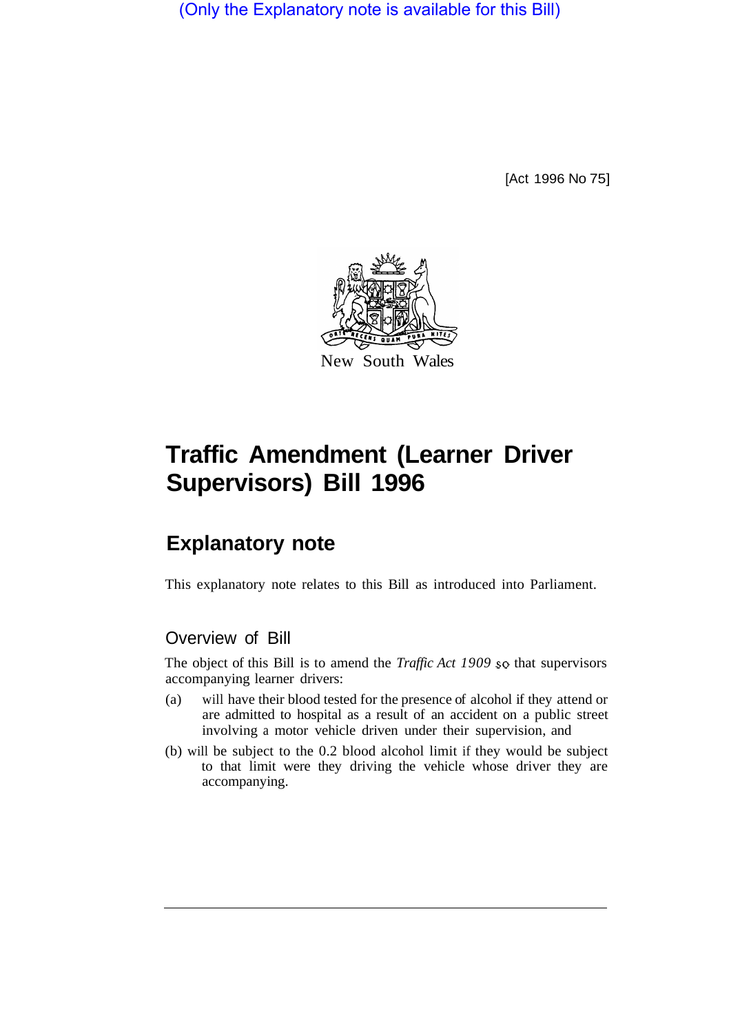(Only the Explanatory note is available for this Bill)

[Act 1996 No 75]

New South Wales

# Traffic Amendment (Learner Driver Supervisors) Bill 1996

## Explanatory note

This explanatory note relates to this Bill as introduced into Parliament.

### Overview of Bill

The object of this Bill is to amend the *Traffic Act 1909* so that supervisors accompanying learner drivers:

(a) will have their blood tested for the presence of alcohol if they attend or are admitted to hospital as a result of an accident on a public street involving a motor vehicle driven under their supervision, and

(b) will be subject to the 0.2 blood alcohol limit if they would be subject to that limit were they driving the vehicle whose driver they are accompanying.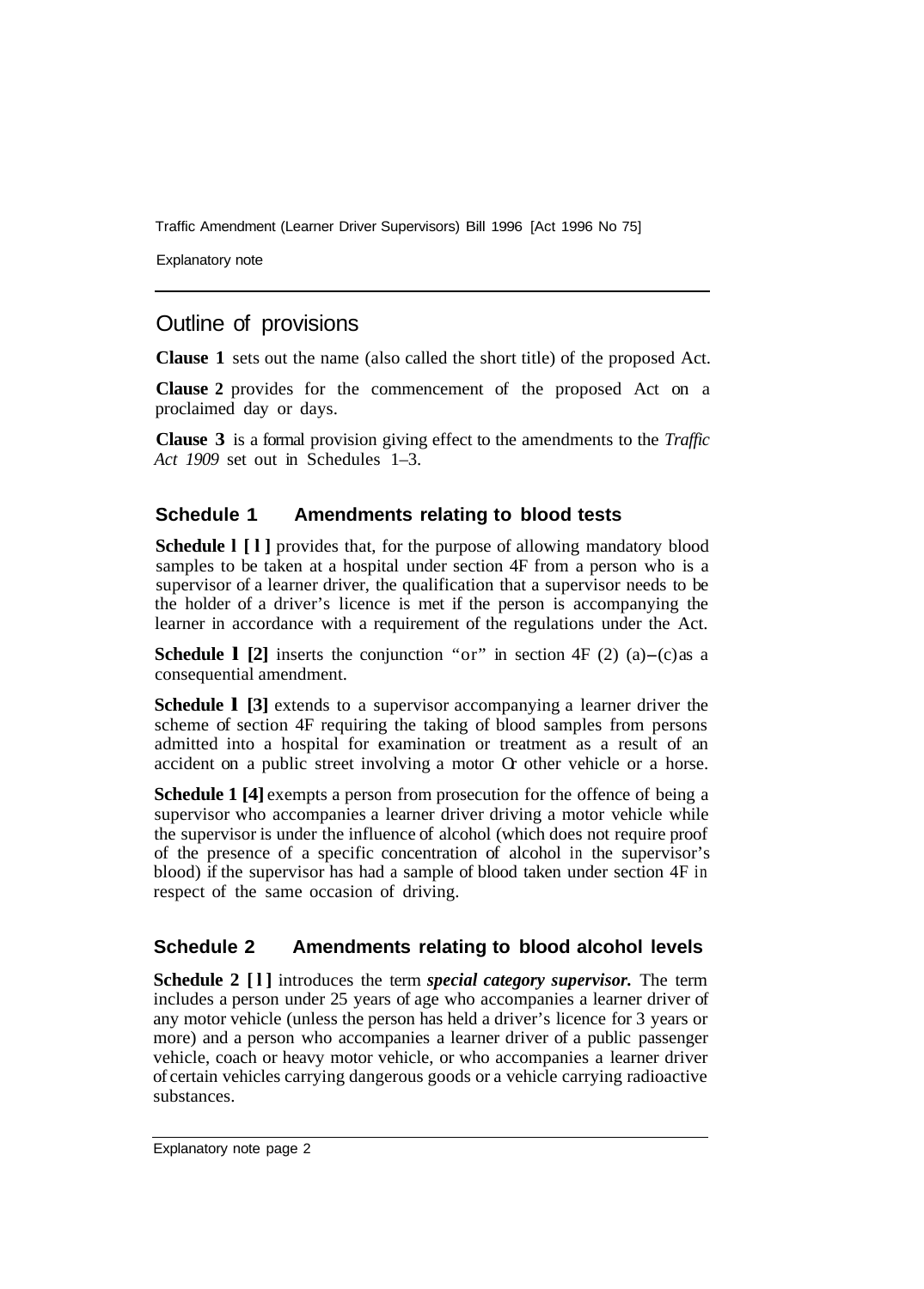## Outline of provisions

**Clause 1** sets out the name (also called the short title) of the proposed Act.

**Clause 2** provides for the commencement of the proposed Act on a proclaimed day or days.

**Clause 3** is a formal provision giving effect to the amendments to the *Traffic Act 1909* set out in Schedules 1–3.

### Schedule 1 Amendments relating to blood tests

**Schedule 1 [1]** provides that, for the purpose of allowing mandatory blood samples to be taken at a hospital under section 4F from a person who is a supervisor of a learner driver, the qualification that a supervisor needs to be the holder of a driver's licence is met if the person is accompanying the learner in accordance with a requirement of the regulations under the Act.

**Schedule 1 [2]** inserts the conjunction "or" in section 4F (2) (a)–(c) as a consequential amendment.

**Schedule 1 [3]** extends to a supervisor accompanying a learner driver the scheme of section 4F requiring the taking of blood samples from persons admitted into a hospital for examination or treatment as a result of an accident on a public street involving a motor or other vehicle or a horse.

**Schedule 1 [4]** exempts a person from prosecution for the offence of being a supervisor who accompanies a learner driver driving a motor vehicle while the supervisor is under the influence of alcohol (which does not require proof of the presence of a specific concentration of alcohol in the supervisor's blood) if the supervisor has had a sample of blood taken under section 4F in respect of the same occasion of driving.

### Schedule 2 Amendments relating to blood alcohol levels

**Schedule 2 [1]** introduces the term ***special category supervisor.*** The term includes a person under 25 years of age who accompanies a learner driver of any motor vehicle (unless the person has held a driver's licence for 3 years or more) and a person who accompanies a learner driver of a public passenger vehicle, coach or heavy motor vehicle, or who accompanies a learner driver of certain vehicles carrying dangerous goods or a vehicle carrying radioactive substances.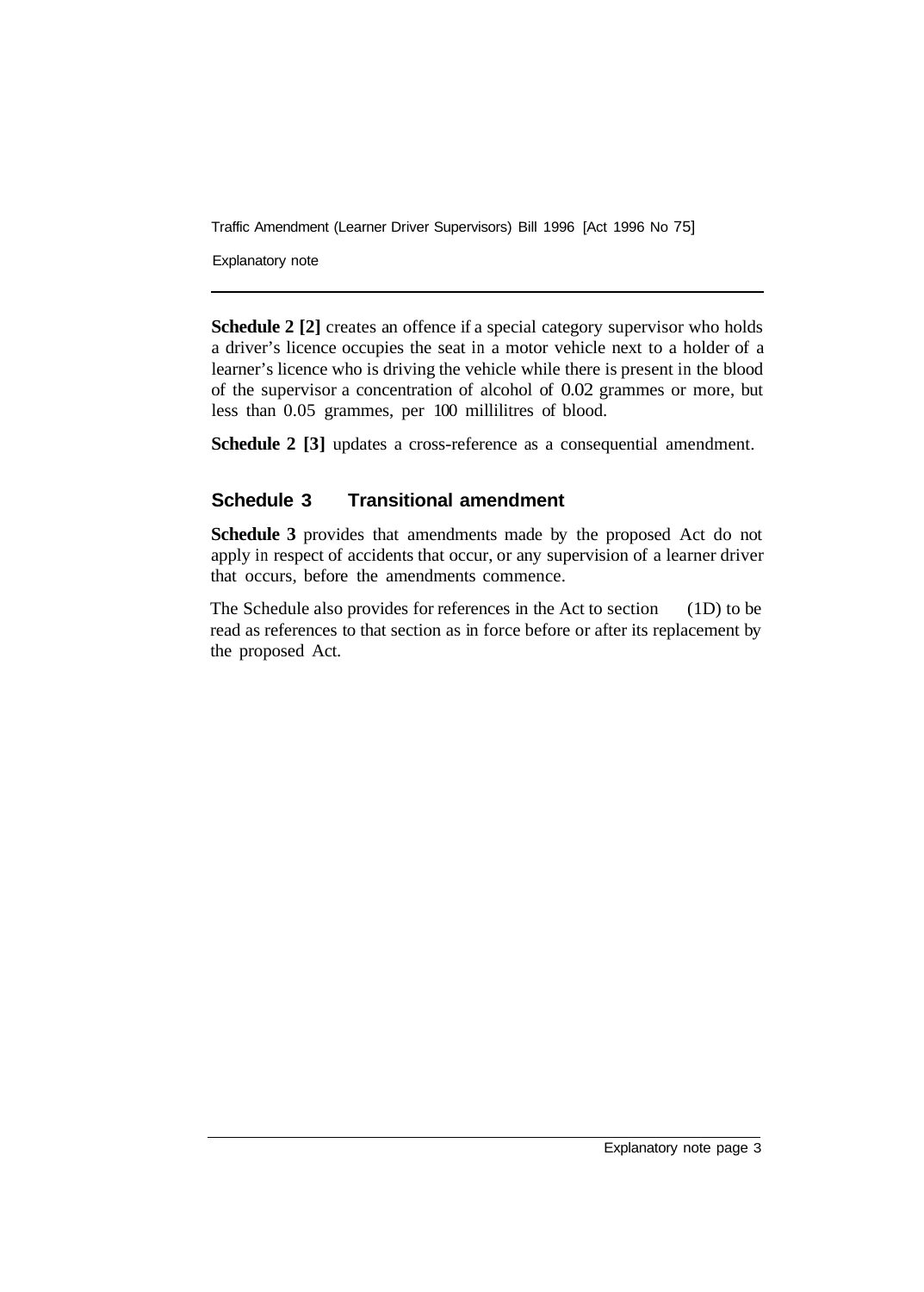**Schedule 2 [2]** creates an offence if a special category supervisor who holds a driver's licence occupies the seat in a motor vehicle next to a holder of a learner's licence who is driving the vehicle while there is present in the blood of the supervisor a concentration of alcohol of 0.02 grammes or more, but less than 0.05 grammes, per 100 millilitres of blood.

**Schedule 2 [3]** updates a cross-reference as a consequential amendment.

## Schedule 3 Transitional amendment

**Schedule 3** provides that amendments made by the proposed Act do not apply in respect of accidents that occur, or any supervision of a learner driver that occurs, before the amendments commence.

The Schedule also provides for references in the Act to section (1D) to be read as references to that section as in force before or after its replacement by the proposed Act.